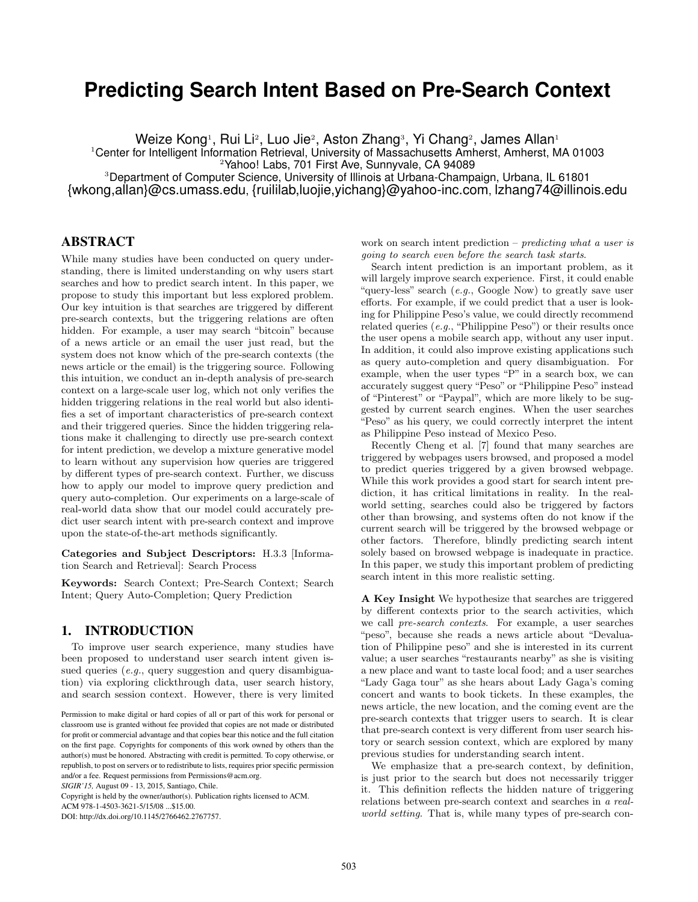# Predicting Search Intent Based on Pre-Search Context

Weize Kong[1], Rui Li[2], Luo Jie[2], Aston Zhang[3], Yi Chang[2], James Allan[1]

[1]Center for Intelligent Information Retrieval, University of Massachusetts Amherst, Amherst, MA 01003

[2]Yahoo! Labs, 701 First Ave, Sunnyvale, CA 94089

[3]Department of Computer Science, University of Illinois at Urbana-Champaign, Urbana, IL 61801

{wkong,allan}@cs.umass.edu, {ruililab,luojie,yichang}@yahoo-inc.com, lzhang74@illinois.edu

## ABSTRACT

While many studies have been conducted on query understanding, there is limited understanding on why users start searches and how to predict search intent. In this paper, we propose to study this important but less explored problem. Our key intuition is that searches are triggered by different pre-search contexts, but the triggering relations are often hidden. For example, a user may search "bitcoin" because of a news article or an email the user just read, but the system does not know which of the pre-search contexts (the news article or the email) is the triggering source. Following this intuition, we conduct an in-depth analysis of pre-search context on a large-scale user log, which not only verifies the hidden triggering relations in the real world but also identifies a set of important characteristics of pre-search context and their triggered queries. Since the hidden triggering relations make it challenging to directly use pre-search context for intent prediction, we develop a mixture generative model to learn without any supervision how queries are triggered by different types of pre-search context. Further, we discuss how to apply our model to improve query prediction and query auto-completion. Our experiments on a large-scale of real-world data show that our model could accurately predict user search intent with pre-search context and improve upon the state-of-the-art methods significantly.

**Categories and Subject Descriptors:** H.3.3 [Information Search and Retrieval]: Search Process

**Keywords:** Search Context; Pre-Search Context; Search Intent; Query Auto-Completion; Query Prediction

## 1. INTRODUCTION

To improve user search experience, many studies have been proposed to understand user search intent given issued queries (*e.g.*, query suggestion and query disambiguation) via exploring clickthrough data, user search history, and search session context. However, there is very limited work on search intent prediction – *predicting what a user is going to search even before the search task starts*.

Search intent prediction is an important problem, as it will largely improve search experience. First, it could enable "query-less" search (*e.g.*, Google Now) to greatly save user efforts. For example, if we could predict that a user is looking for Philippine Peso's value, we could directly recommend related queries (*e.g.*, "Philippine Peso") or their results once the user opens a mobile search app, without any user input. In addition, it could also improve existing applications such as query auto-completion and query disambiguation. For example, when the user types "P" in a search box, we can accurately suggest query "Peso" or "Philippine Peso" instead of "Pinterest" or "Paypal", which are more likely to be suggested by current search engines. When the user searches "Peso" as his query, we could correctly interpret the intent as Philippine Peso instead of Mexico Peso.

Recently Cheng et al. [7] found that many searches are triggered by webpages users browsed, and proposed a model to predict queries triggered by a given browsed webpage. While this work provides a good start for search intent prediction, it has critical limitations in reality. In the real-world setting, searches could also be triggered by factors other than browsing, and systems often do not know if the current search will be triggered by the browsed webpage or other factors. Therefore, blindly predicting search intent solely based on browsed webpage is inadequate in practice. In this paper, we study this important problem of predicting search intent in this more realistic setting.

**A Key Insight** We hypothesize that searches are triggered by different contexts prior to the search activities, which we call *pre-search contexts*. For example, a user searches "peso", because she reads a news article about "Devaluation of Philippine peso" and she is interested in its current value; a user searches "restaurants nearby" as she is visiting a new place and want to taste local food; and a user searches "Lady Gaga tour" as she hears about Lady Gaga's coming concert and wants to book tickets. In these examples, the news article, the new location, and the coming event are the pre-search contexts that trigger users to search. It is clear that pre-search context is very different from user search history or search session context, which are explored by many previous studies for understanding search intent.

We emphasize that a pre-search context, by definition, is just prior to the search but does not necessarily trigger it. This definition reflects the hidden nature of triggering relations between pre-search context and searches in *a real-world setting*. That is, while many types of pre-search con-

Permission to make digital or hard copies of all or part of this work for personal or classroom use is granted without fee provided that copies are not made or distributed for profit or commercial advantage and that copies bear this notice and the full citation on the first page. Copyrights for components of this work owned by others than the author(s) must be honored. Abstracting with credit is permitted. To copy otherwise, or republish, to post on servers or to redistribute to lists, requires prior specific permission and/or a fee. Request permissions from Permissions@acm.org.

*SIGIR'15,* August 09 - 13, 2015, Santiago, Chile.

Copyright is held by the owner/author(s). Publication rights licensed to ACM.

ACM 978-1-4503-3621-5/15/08 ...$15.00.

DOI: http://dx.doi.org/10.1145/2766462.2767757.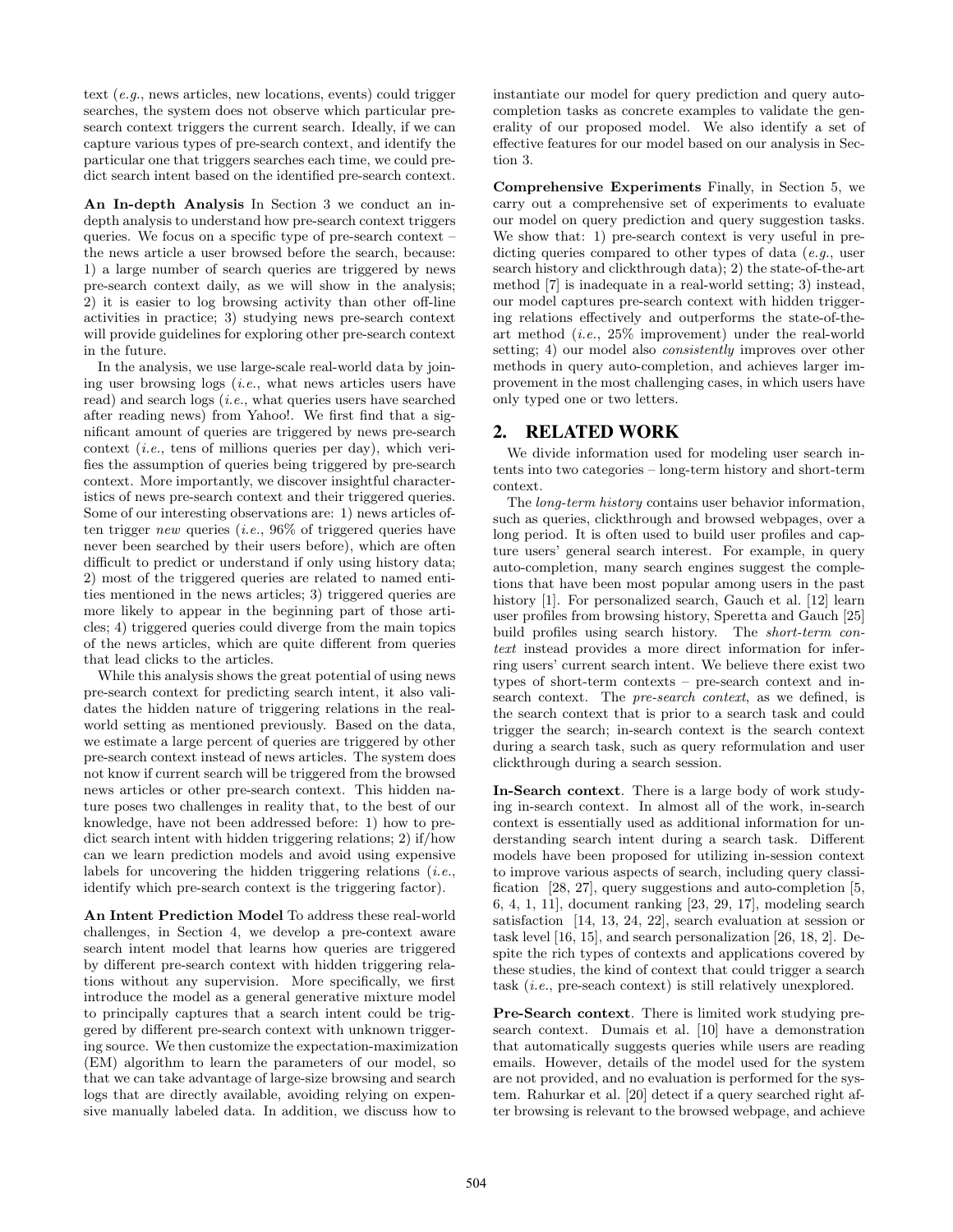text (*e.g.*, news articles, new locations, events) could trigger searches, the system does not observe which particular pre-search context triggers the current search. Ideally, if we can capture various types of pre-search context, and identify the particular one that triggers searches each time, we could predict search intent based on the identified pre-search context.

**An In-depth Analysis** In Section 3 we conduct an in-depth analysis to understand how pre-search context triggers queries. We focus on a specific type of pre-search context – the news article a user browsed before the search, because: 1) a large number of search queries are triggered by news pre-search context daily, as we will show in the analysis; 2) it is easier to log browsing activity than other off-line activities in practice; 3) studying news pre-search context will provide guidelines for exploring other pre-search context in the future.

In the analysis, we use large-scale real-world data by joining user browsing logs (*i.e.*, what news articles users have read) and search logs (*i.e.*, what queries users have searched after reading news) from Yahoo!. We first find that a significant amount of queries are triggered by news pre-search context (*i.e.*, tens of millions queries per day), which verifies the assumption of queries being triggered by pre-search context. More importantly, we discover insightful characteristics of news pre-search context and their triggered queries. Some of our interesting observations are: 1) news articles often trigger *new* queries (*i.e.*, 96% of triggered queries have never been searched by their users before), which are often difficult to predict or understand if only using history data; 2) most of the triggered queries are related to named entities mentioned in the news articles; 3) triggered queries are more likely to appear in the beginning part of those articles; 4) triggered queries could diverge from the main topics of the news articles, which are quite different from queries that lead clicks to the articles.

While this analysis shows the great potential of using news pre-search context for predicting search intent, it also validates the hidden nature of triggering relations in the real-world setting as mentioned previously. Based on the data, we estimate a large percent of queries are triggered by other pre-search context instead of news articles. The system does not know if current search will be triggered from the browsed news articles or other pre-search context. This hidden nature poses two challenges in reality that, to the best of our knowledge, have not been addressed before: 1) how to predict search intent with hidden triggering relations; 2) if/how can we learn prediction models and avoid using expensive labels for uncovering the hidden triggering relations (*i.e.*, identify which pre-search context is the triggering factor).

**An Intent Prediction Model** To address these real-world challenges, in Section 4, we develop a pre-context aware search intent model that learns how queries are triggered by different pre-search context with hidden triggering relations without any supervision. More specifically, we first introduce the model as a general generative mixture model to principally captures that a search intent could be triggered by different pre-search context with unknown triggering source. We then customize the expectation-maximization (EM) algorithm to learn the parameters of our model, so that we can take advantage of large-size browsing and search logs that are directly available, avoiding relying on expensive manually labeled data. In addition, we discuss how to instantiate our model for query prediction and query auto-completion tasks as concrete examples to validate the generality of our proposed model. We also identify a set of effective features for our model based on our analysis in Section 3.

**Comprehensive Experiments** Finally, in Section 5, we carry out a comprehensive set of experiments to evaluate our model on query prediction and query suggestion tasks. We show that: 1) pre-search context is very useful in predicting queries compared to other types of data (*e.g.*, user search history and clickthrough data); 2) the state-of-the-art method [7] is inadequate in a real-world setting; 3) instead, our model captures pre-search context with hidden triggering relations effectively and outperforms the state-of-the-art method (*i.e.*, 25% improvement) under the real-world setting; 4) our model also *consistently* improves over other methods in query auto-completion, and achieves larger improvement in the most challenging cases, in which users have only typed one or two letters.

## 2. RELATED WORK

We divide information used for modeling user search intents into two categories – long-term history and short-term context.

The *long-term history* contains user behavior information, such as queries, clickthrough and browsed webpages, over a long period. It is often used to build user profiles and capture users' general search interest. For example, in query auto-completion, many search engines suggest the completions that have been most popular among users in the past history [1]. For personalized search, Gauch et al. [12] learn user profiles from browsing history, Speretta and Gauch [25] build profiles using search history. The *short-term context* instead provides a more direct information for inferring users' current search intent. We believe there exist two types of short-term contexts – pre-search context and in-search context. The *pre-search context*, as we defined, is the search context that is prior to a search task and could trigger the search; in-search context is the search context during a search task, such as query reformulation and user clickthrough during a search session.

**In-Search context**. There is a large body of work studying in-search context. In almost all of the work, in-search context is essentially used as additional information for understanding search intent during a search task. Different models have been proposed for utilizing in-session context to improve various aspects of search, including query classification [28, 27], query suggestions and auto-completion [5, 6, 4, 1, 11], document ranking [23, 29, 17], modeling search satisfaction [14, 13, 24, 22], search evaluation at session or task level [16, 15], and search personalization [26, 18, 2]. Despite the rich types of contexts and applications covered by these studies, the kind of context that could trigger a search task (*i.e.*, pre-seach context) is still relatively unexplored.

**Pre-Search context**. There is limited work studying pre-search context. Dumais et al. [10] have a demonstration that automatically suggests queries while users are reading emails. However, details of the model used for the system are not provided, and no evaluation is performed for the system. Rahurkar et al. [20] detect if a query searched right after browsing is relevant to the browsed webpage, and achieve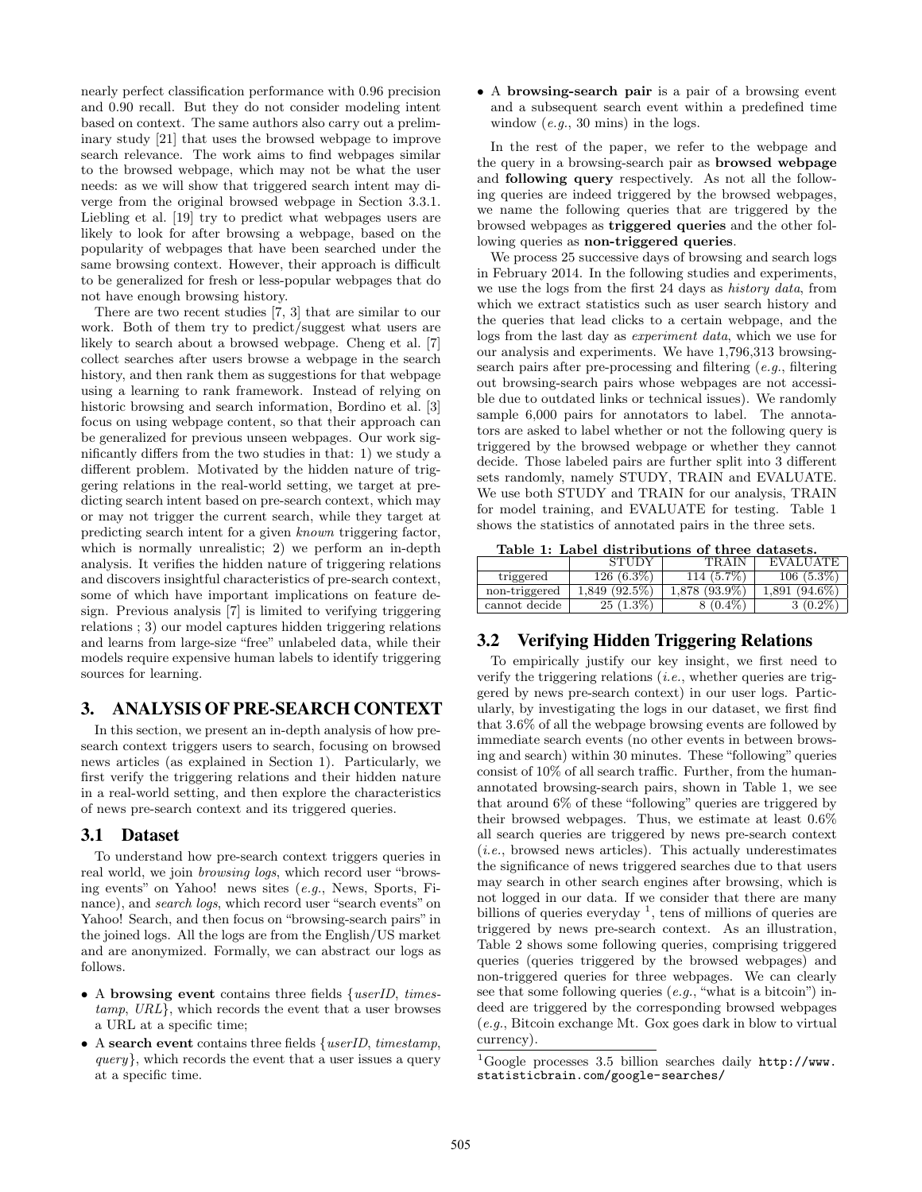nearly perfect classification performance with 0.96 precision and 0.90 recall. But they do not consider modeling intent based on context. The same authors also carry out a preliminary study [21] that uses the browsed webpage to improve search relevance. The work aims to find webpages similar to the browsed webpage, which may not be what the user needs: as we will show that triggered search intent may diverge from the original browsed webpage in Section 3.3.1. Liebling et al. [19] try to predict what webpages users are likely to look for after browsing a webpage, based on the popularity of webpages that have been searched under the same browsing context. However, their approach is difficult to be generalized for fresh or less-popular webpages that do not have enough browsing history.

There are two recent studies [7, 3] that are similar to our work. Both of them try to predict/suggest what users are likely to search about a browsed webpage. Cheng et al. [7] collect searches after users browse a webpage in the search history, and then rank them as suggestions for that webpage using a learning to rank framework. Instead of relying on historic browsing and search information, Bordino et al. [3] focus on using webpage content, so that their approach can be generalized for previous unseen webpages. Our work significantly differs from the two studies in that: 1) we study a different problem. Motivated by the hidden nature of triggering relations in the real-world setting, we target at predicting search intent based on pre-search context, which may or may not trigger the current search, while they target at predicting search intent for a given *known* triggering factor, which is normally unrealistic; 2) we perform an in-depth analysis. It verifies the hidden nature of triggering relations and discovers insightful characteristics of pre-search context, some of which have important implications on feature design. Previous analysis [7] is limited to verifying triggering relations ; 3) our model captures hidden triggering relations and learns from large-size "free" unlabeled data, while their models require expensive human labels to identify triggering sources for learning.

# 3. ANALYSIS OF PRE-SEARCH CONTEXT

In this section, we present an in-depth analysis of how pre-search context triggers users to search, focusing on browsed news articles (as explained in Section 1). Particularly, we first verify the triggering relations and their hidden nature in a real-world setting, and then explore the characteristics of news pre-search context and its triggered queries.

## 3.1 Dataset

To understand how pre-search context triggers queries in real world, we join *browsing logs*, which record user "browsing events" on Yahoo! news sites (*e.g.*, News, Sports, Finance), and *search logs*, which record user "search events" on Yahoo! Search, and then focus on "browsing-search pairs" in the joined logs. All the logs are from the English/US market and are anonymized. Formally, we can abstract our logs as follows.

- A **browsing event** contains three fields {*userID*, *timestamp*, *URL*}, which records the event that a user browses a URL at a specific time;
- A **search event** contains three fields {*userID*, *timestamp*, *query*}, which records the event that a user issues a query at a specific time.
- A **browsing-search pair** is a pair of a browsing event and a subsequent search event within a predefined time window (*e.g.*, 30 mins) in the logs.

In the rest of the paper, we refer to the webpage and the query in a browsing-search pair as **browsed webpage** and **following query** respectively. As not all the following queries are indeed triggered by the browsed webpages, we name the following queries that are triggered by the browsed webpages as **triggered queries** and the other following queries as **non-triggered queries**.

We process 25 successive days of browsing and search logs in February 2014. In the following studies and experiments, we use the logs from the first 24 days as *history data*, from which we extract statistics such as user search history and the queries that lead clicks to a certain webpage, and the logs from the last day as *experiment data*, which we use for our analysis and experiments. We have 1,796,313 browsing-search pairs after pre-processing and filtering (*e.g.*, filtering out browsing-search pairs whose webpages are not accessible due to outdated links or technical issues). We randomly sample 6,000 pairs for annotators to label. The annotators are asked to label whether or not the following query is triggered by the browsed webpage or whether they cannot decide. Those labeled pairs are further split into 3 different sets randomly, namely STUDY, TRAIN and EVALUATE. We use both STUDY and TRAIN for our analysis, TRAIN for model training, and EVALUATE for testing. Table 1 shows the statistics of annotated pairs in the three sets.

**Table 1: Label distributions of three datasets.**

| | STUDY | TRAIN | EVALUATE |
|---|---|---|---|
| triggered | 126 (6.3%) | 114 (5.7%) | 106 (5.3%) |
| non-triggered | 1,849 (92.5%) | 1,878 (93.9%) | 1,891 (94.6%) |
| cannot decide | 25 (1.3%) | 8 (0.4%) | 3 (0.2%) |

## 3.2 Verifying Hidden Triggering Relations

To empirically justify our key insight, we first need to verify the triggering relations (*i.e.*, whether queries are triggered by news pre-search context) in our user logs. Particularly, by investigating the logs in our dataset, we first find that 3.6% of all the webpage browsing events are followed by immediate search events (no other events in between browsing and search) within 30 minutes. These "following" queries consist of 10% of all search traffic. Further, from the human-annotated browsing-search pairs, shown in Table 1, we see that around 6% of these "following" queries are triggered by their browsed webpages. Thus, we estimate at least 0.6% all search queries are triggered by news pre-search context (*i.e.*, browsed news articles). This actually underestimates the significance of news triggered searches due to that users may search in other search engines after browsing, which is not logged in our data. If we consider that there are many billions of queries everyday [1], tens of millions of queries are triggered by news pre-search context. As an illustration, Table 2 shows some following queries, comprising triggered queries (queries triggered by the browsed webpages) and non-triggered queries for three webpages. We can clearly see that some following queries (*e.g.*, "what is a bitcoin") indeed are triggered by the corresponding browsed webpages (*e.g.*, Bitcoin exchange Mt. Gox goes dark in blow to virtual currency).

[1] Google processes 3.5 billion searches daily http://www.statisticbrain.com/google-searches/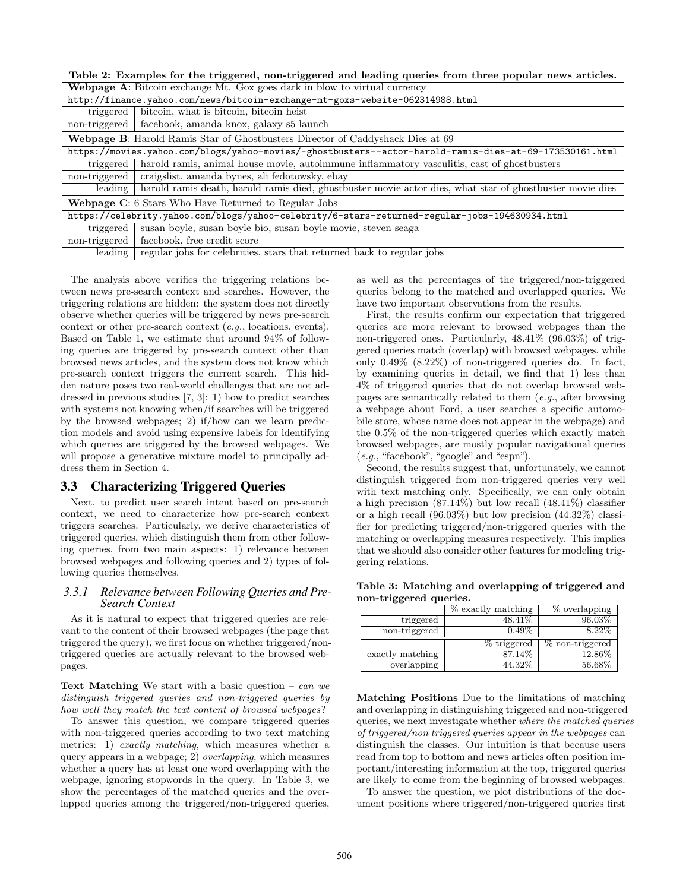**Table 2: Examples for the triggered, non-triggered and leading queries from three popular news articles.**

| | |
|---|---|
| **Webpage A**: Bitcoin exchange Mt. Gox goes dark in blow to virtual currency | |
| `http://finance.yahoo.com/news/bitcoin-exchange-mt-goxs-website-062314988.html` | |
| triggered | bitcoin, what is bitcoin, bitcoin heist |
| non-triggered | facebook, amanda knox, galaxy s5 launch |
| **Webpage B**: Harold Ramis Star of Ghostbusters Director of Caddyshack Dies at 69 | |
| `https://movies.yahoo.com/blogs/yahoo-movies/-ghostbusters--actor-harold-ramis-dies-at-69-173530161.html` | |
| triggered | harold ramis, animal house movie, autoimmune inflammatory vasculitis, cast of ghostbusters |
| non-triggered | craigslist, amanda bynes, ali fedotowsky, ebay |
| leading | harold ramis death, harold ramis died, ghostbuster movie actor dies, what star of ghostbuster movie dies |
| **Webpage C**: 6 Stars Who Have Returned to Regular Jobs | |
| `https://celebrity.yahoo.com/blogs/yahoo-celebrity/6-stars-returned-regular-jobs-194630934.html` | |
| triggered | susan boyle, susan boyle bio, susan boyle movie, steven seaga |
| non-triggered | facebook, free credit score |
| leading | regular jobs for celebrities, stars that returned back to regular jobs |

The analysis above verifies the triggering relations between news pre-search context and searches. However, the triggering relations are hidden: the system does not directly observe whether queries will be triggered by news pre-search context or other pre-search context (*e.g.*, locations, events). Based on Table 1, we estimate that around 94% of following queries are triggered by pre-search context other than browsed news articles, and the system does not know which pre-search context triggers the current search. This hidden nature poses two real-world challenges that are not addressed in previous studies [7, 3]: 1) how to predict searches with systems not knowing when/if searches will be triggered by the browsed webpages; 2) if/how can we learn prediction models and avoid using expensive labels for identifying which queries are triggered by the browsed webpages. We will propose a generative mixture model to principally address them in Section 4.

## 3.3 Characterizing Triggered Queries

Next, to predict user search intent based on pre-search context, we need to characterize how pre-search context triggers searches. Particularly, we derive characteristics of triggered queries, which distinguish them from other following queries, from two main aspects: 1) relevance between browsed webpages and following queries and 2) types of following queries themselves.

### 3.3.1 Relevance between Following Queries and Pre-Search Context

As it is natural to expect that triggered queries are relevant to the content of their browsed webpages (the page that triggered the query), we first focus on whether triggered/non-triggered queries are actually relevant to the browsed webpages.

**Text Matching** We start with a basic question – *can we distinguish triggered queries and non-triggered queries by how well they match the text content of browsed webpages*?

To answer this question, we compare triggered queries with non-triggered queries according to two text matching metrics: 1) *exactly matching*, which measures whether a query appears in a webpage; 2) *overlapping*, which measures whether a query has at least one word overlapping with the webpage, ignoring stopwords in the query. In Table 3, we show the percentages of the matched queries and the overlapped queries among the triggered/non-triggered queries, as well as the percentages of the triggered/non-triggered queries belong to the matched and overlapped queries. We have two important observations from the results.

First, the results confirm our expectation that triggered queries are more relevant to browsed webpages than the non-triggered ones. Particularly, 48.41% (96.03%) of triggered queries match (overlap) with browsed webpages, while only 0.49% (8.22%) of non-triggered queries do. In fact, by examining queries in detail, we find that 1) less than 4% of triggered queries that do not overlap browsed webpages are semantically related to them (*e.g.*, after browsing a webpage about Ford, a user searches a specific automobile store, whose name does not appear in the webpage) and the 0.5% of the non-triggered queries which exactly match browsed webpages, are mostly popular navigational queries (*e.g.*, "facebook", "google" and "espn").

Second, the results suggest that, unfortunately, we cannot distinguish triggered from non-triggered queries very well with text matching only. Specifically, we can only obtain a high precision (87.14%) but low recall (48.41%) classifier or a high recall (96.03%) but low precision (44.32%) classifier for predicting triggered/non-triggered queries with the matching or overlapping measures respectively. This implies that we should also consider other features for modeling triggering relations.

**Table 3: Matching and overlapping of triggered and non-triggered queries.**

| | % exactly matching | % overlapping |
|---|---|---|
| triggered | 48.41% | 96.03% |
| non-triggered | 0.49% | 8.22% |
| | **% triggered** | **% non-triggered** |
| exactly matching | 87.14% | 12.86% |
| overlapping | 44.32% | 56.68% |

**Matching Positions** Due to the limitations of matching and overlapping in distinguishing triggered and non-triggered queries, we next investigate whether *where the matched queries of triggered/non triggered queries appear in the webpages* can distinguish the classes. Our intuition is that because users read from top to bottom and news articles often position important/interesting information at the top, triggered queries are likely to come from the beginning of browsed webpages.

To answer the question, we plot distributions of the document positions where triggered/non-triggered queries first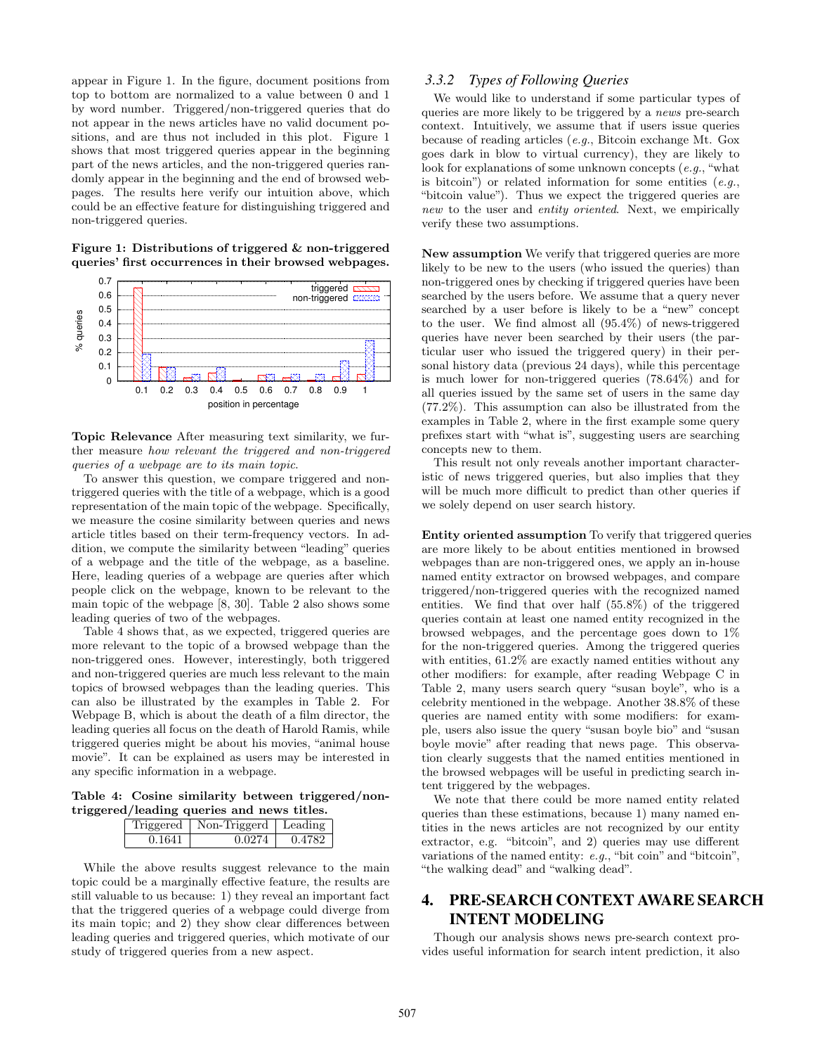appear in Figure 1. In the figure, document positions from top to bottom are normalized to a value between 0 and 1 by word number. Triggered/non-triggered queries that do not appear in the news articles have no valid document positions, and are thus not included in this plot. Figure 1 shows that most triggered queries appear in the beginning part of the news articles, and the non-triggered queries randomly appear in the beginning and the end of browsed webpages. The results here verify our intuition above, which could be an effective feature for distinguishing triggered and non-triggered queries.

**Figure 1: Distributions of triggered & non-triggered queries' first occurrences in their browsed webpages.**

**Topic Relevance** After measuring text similarity, we further measure *how relevant the triggered and non-triggered queries of a webpage are to its main topic*.

To answer this question, we compare triggered and non-triggered queries with the title of a webpage, which is a good representation of the main topic of the webpage. Specifically, we measure the cosine similarity between queries and news article titles based on their term-frequency vectors. In addition, we compute the similarity between "leading" queries of a webpage and the title of the webpage, as a baseline. Here, leading queries of a webpage are queries after which people click on the webpage, known to be relevant to the main topic of the webpage [8, 30]. Table 2 also shows some leading queries of two of the webpages.

Table 4 shows that, as we expected, triggered queries are more relevant to the topic of a browsed webpage than the non-triggered ones. However, interestingly, both triggered and non-triggered queries are much less relevant to the main topics of browsed webpages than the leading queries. This can also be illustrated by the examples in Table 2. For Webpage B, which is about the death of a film director, the leading queries all focus on the death of Harold Ramis, while triggered queries might be about his movies, "animal house movie". It can be explained as users may be interested in any specific information in a webpage.

**Table 4: Cosine similarity between triggered/non-triggered/leading queries and news titles.**

| Triggered | Non-Triggerd | Leading |
|---|---|---|
| 0.1641 | 0.0274 | 0.4782 |

While the above results suggest relevance to the main topic could be a marginally effective feature, the results are still valuable to us because: 1) they reveal an important fact that the triggered queries of a webpage could diverge from its main topic; and 2) they show clear differences between leading queries and triggered queries, which motivate of our study of triggered queries from a new aspect.

### 3.3.2 Types of Following Queries

We would like to understand if some particular types of queries are more likely to be triggered by a *news* pre-search context. Intuitively, we assume that if users issue queries because of reading articles (*e.g.*, Bitcoin exchange Mt. Gox goes dark in blow to virtual currency), they are likely to look for explanations of some unknown concepts (*e.g.*, "what is bitcoin") or related information for some entities (*e.g.*, "bitcoin value"). Thus we expect the triggered queries are *new* to the user and *entity oriented*. Next, we empirically verify these two assumptions.

**New assumption** We verify that triggered queries are more likely to be new to the users (who issued the queries) than non-triggered ones by checking if triggered queries have been searched by the users before. We assume that a query never searched by a user before is likely to be a "new" concept to the user. We find almost all (95.4%) of news-triggered queries have never been searched by their users (the particular user who issued the triggered query) in their personal history data (previous 24 days), while this percentage is much lower for non-triggered queries (78.64%) and for all queries issued by the same set of users in the same day (77.2%). This assumption can also be illustrated from the examples in Table 2, where in the first example some query prefixes start with "what is", suggesting users are searching concepts new to them.

This result not only reveals another important characteristic of news triggered queries, but also implies that they will be much more difficult to predict than other queries if we solely depend on user search history.

**Entity oriented assumption** To verify that triggered queries are more likely to be about entities mentioned in browsed webpages than are non-triggered ones, we apply an in-house named entity extractor on browsed webpages, and compare triggered/non-triggered queries with the recognized named entities. We find that over half (55.8%) of the triggered queries contain at least one named entity recognized in the browsed webpages, and the percentage goes down to 1% for the non-triggered queries. Among the triggered queries with entities, 61.2% are exactly named entities without any other modifiers: for example, after reading Webpage C in Table 2, many users search query "susan boyle", who is a celebrity mentioned in the webpage. Another 38.8% of these queries are named entity with some modifiers: for example, users also issue the query "susan boyle bio" and "susan boyle movie" after reading that news page. This observation clearly suggests that the named entities mentioned in the browsed webpages will be useful in predicting search intent triggered by the webpages.

We note that there could be more named entity related queries than these estimations, because 1) many named entities in the news articles are not recognized by our entity extractor, e.g. "bitcoin", and 2) queries may use different variations of the named entity: *e.g.*, "bit coin" and "bitcoin", "the walking dead" and "walking dead".

# 4. PRE-SEARCH CONTEXT AWARE SEARCH INTENT MODELING

Though our analysis shows news pre-search context provides useful information for search intent prediction, it also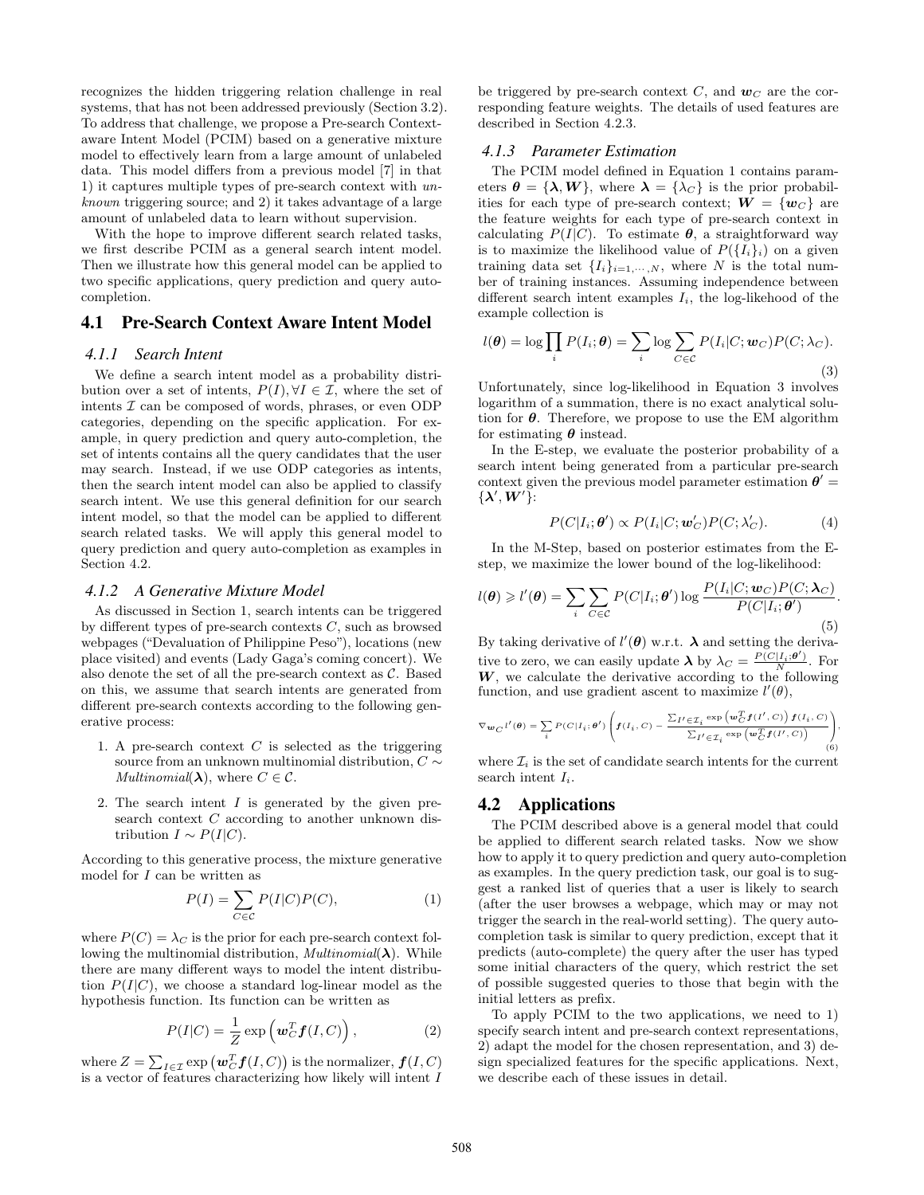recognizes the hidden triggering relation challenge in real systems, that has not been addressed previously (Section 3.2). To address that challenge, we propose a Pre-search Context-aware Intent Model (PCIM) based on a generative mixture model to effectively learn from a large amount of unlabeled data. This model differs from a previous model [7] in that 1) it captures multiple types of pre-search context with *unknown* triggering source; and 2) it takes advantage of a large amount of unlabeled data to learn without supervision.

With the hope to improve different search related tasks, we first describe PCIM as a general search intent model. Then we illustrate how this general model can be applied to two specific applications, query prediction and query auto-completion.

## 4.1 Pre-Search Context Aware Intent Model

### 4.1.1 Search Intent

We define a search intent model as a probability distribution over a set of intents, $P(I), \forall I \in \mathcal{I}$, where the set of intents $\mathcal{I}$ can be composed of words, phrases, or even ODP categories, depending on the specific application. For example, in query prediction and query auto-completion, the set of intents contains all the query candidates that the user may search. Instead, if we use ODP categories as intents, then the search intent model can also be applied to classify search intent. We use this general definition for our search intent model, so that the model can be applied to different search related tasks. We will apply this general model to query prediction and query auto-completion as examples in Section 4.2.

### 4.1.2 A Generative Mixture Model

As discussed in Section 1, search intents can be triggered by different types of pre-search contexts $C$, such as browsed webpages ("Devaluation of Philippine Peso"), locations (new place visited) and events (Lady Gaga's coming concert). We also denote the set of all the pre-search context as $\mathcal{C}$. Based on this, we assume that search intents are generated from different pre-search contexts according to the following generative process:

1. A pre-search context $C$ is selected as the triggering source from an unknown multinomial distribution, $C \sim$ *Multinomial*$(\boldsymbol{\lambda})$, where $C \in \mathcal{C}$.
2. The search intent $I$ is generated by the given pre-search context $C$ according to another unknown distribution $I \sim P(I|C)$.

According to this generative process, the mixture generative model for $I$ can be written as

$$P(I) = \sum_{C \in \mathcal{C}} P(I|C)P(C), \tag{1}$$

where $P(C) = \lambda_C$ is the prior for each pre-search context following the multinomial distribution, *Multinomial*$(\boldsymbol{\lambda})$. While there are many different ways to model the intent distribution $P(I|C)$, we choose a standard log-linear model as the hypothesis function. Its function can be written as

$$P(I|C) = \frac{1}{Z} \exp\left(\boldsymbol{w}_C^T \boldsymbol{f}(I, C)\right), \tag{2}$$

where $Z = \sum_{I \in \mathcal{I}} \exp\left(\boldsymbol{w}_C^T \boldsymbol{f}(I, C)\right)$ is the normalizer, $\boldsymbol{f}(I, C)$ is a vector of features characterizing how likely will intent $I$ be triggered by pre-search context $C$, and $\boldsymbol{w}_C$ are the corresponding feature weights. The details of used features are described in Section 4.2.3.

### 4.1.3 Parameter Estimation

The PCIM model defined in Equation 1 contains parameters $\boldsymbol{\theta} = \{\boldsymbol{\lambda}, \boldsymbol{W}\}$, where $\boldsymbol{\lambda} = \{\lambda_C\}$ is the prior probabilities for each type of pre-search context; $\boldsymbol{W} = \{\boldsymbol{w}_C\}$ are the feature weights for each type of pre-search context in calculating $P(I|C)$. To estimate $\boldsymbol{\theta}$, a straightforward way is to maximize the likelihood value of $P(\{I_i\}_i)$ on a given training data set $\{I_i\}_{i=1,\cdots,N}$, where $N$ is the total number of training instances. Assuming independence between different search intent examples $I_i$, the log-likehood of the example collection is

$$l(\boldsymbol{\theta}) = \log \prod_i P(I_i; \boldsymbol{\theta}) = \sum_i \log \sum_{C \in \mathcal{C}} P(I_i|C; \boldsymbol{w}_C) P(C; \lambda_C). \tag{3}$$

Unfortunately, since log-likelihood in Equation 3 involves logarithm of a summation, there is no exact analytical solution for $\boldsymbol{\theta}$. Therefore, we propose to use the EM algorithm for estimating $\boldsymbol{\theta}$ instead.

In the E-step, we evaluate the posterior probability of a search intent being generated from a particular pre-search context given the previous model parameter estimation $\boldsymbol{\theta}' = \{\boldsymbol{\lambda}', \boldsymbol{W}'\}$:

$$P(C|I_i; \boldsymbol{\theta}') \propto P(I_i|C; \boldsymbol{w}'_C) P(C; \lambda'_C). \tag{4}$$

In the M-Step, based on posterior estimates from the E-step, we maximize the lower bound of the log-likelihood:

$$l(\boldsymbol{\theta}) \geqslant l'(\boldsymbol{\theta}) = \sum_i \sum_{C \in \mathcal{C}} P(C|I_i; \boldsymbol{\theta}') \log \frac{P(I_i|C; \boldsymbol{w}_C) P(C; \boldsymbol{\lambda}_C)}{P(C|I_i; \boldsymbol{\theta}')}. \tag{5}$$

By taking derivative of $l'(\boldsymbol{\theta})$ w.r.t. $\boldsymbol{\lambda}$ and setting the derivative to zero, we can easily update $\boldsymbol{\lambda}$ by $\lambda_C = \frac{P(C|I_i; \boldsymbol{\theta}')}{N}$. For $\boldsymbol{W}$, we calculate the derivative according to the following function, and use gradient ascent to maximize $l'(\theta)$,

$$\nabla_{\boldsymbol{w}_C} l'(\boldsymbol{\theta}) = \sum_i P(C|I_i; \boldsymbol{\theta}') \left( \boldsymbol{f}(I_i, C) - \frac{\sum_{I' \in \mathcal{I}_i} \exp\left(\boldsymbol{w}_C^T \boldsymbol{f}(I', C)\right) \boldsymbol{f}(I_i, C)}{\sum_{I' \in \mathcal{I}_i} \exp\left(\boldsymbol{w}_C^T \boldsymbol{f}(I', C)\right)} \right), \tag{6}$$

where $\mathcal{I}_i$ is the set of candidate search intents for the current search intent $I_i$.

## 4.2 Applications

The PCIM described above is a general model that could be applied to different search related tasks. Now we show how to apply it to query prediction and query auto-completion as examples. In the query prediction task, our goal is to suggest a ranked list of queries that a user is likely to search (after the user browses a webpage, which may or may not trigger the search in the real-world setting). The query auto-completion task is similar to query prediction, except that it predicts (auto-complete) the query after the user has typed some initial characters of the query, which restrict the set of possible suggested queries to those that begin with the initial letters as prefix.

To apply PCIM to the two applications, we need to 1) specify search intent and pre-search context representations, 2) adapt the model for the chosen representation, and 3) design specialized features for the specific applications. Next, we describe each of these issues in detail.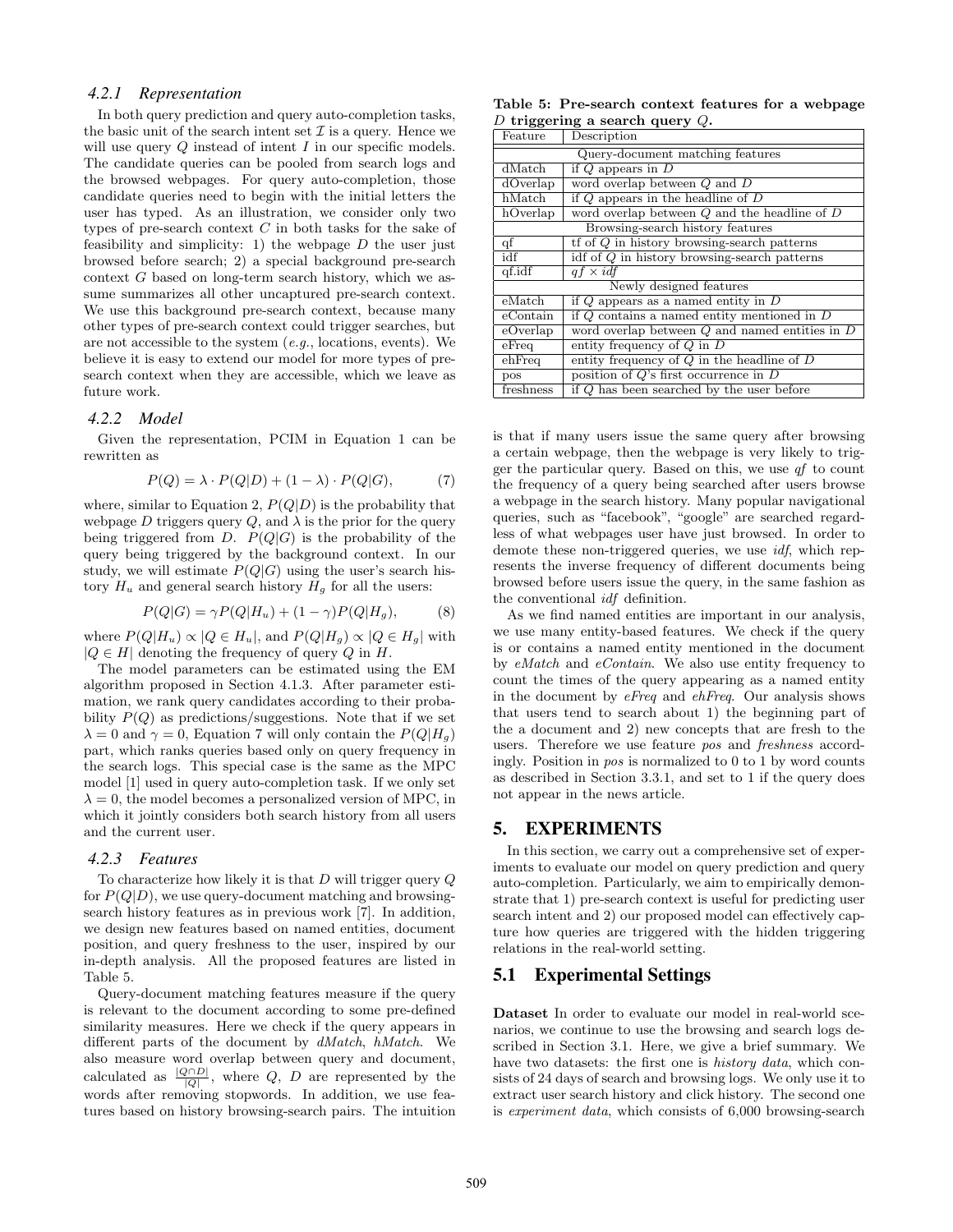### 4.2.1 Representation

In both query prediction and query auto-completion tasks, the basic unit of the search intent set $\mathcal{I}$ is a query. Hence we will use query $Q$ instead of intent $I$ in our specific models. The candidate queries can be pooled from search logs and the browsed webpages. For query auto-completion, those candidate queries need to begin with the initial letters the user has typed. As an illustration, we consider only two types of pre-search context $C$ in both tasks for the sake of feasibility and simplicity: 1) the webpage $D$ the user just browsed before search; 2) a special background pre-search context $G$ based on long-term search history, which we assume summarizes all other uncaptured pre-search context. We use this background pre-search context, because many other types of pre-search context could trigger searches, but are not accessible to the system (*e.g.*, locations, events). We believe it is easy to extend our model for more types of pre-search context when they are accessible, which we leave as future work.

### 4.2.2 Model

Given the representation, PCIM in Equation 1 can be rewritten as

$$P(Q) = \lambda \cdot P(Q|D) + (1 - \lambda) \cdot P(Q|G), \qquad (7)$$

where, similar to Equation 2, $P(Q|D)$ is the probability that webpage $D$ triggers query $Q$, and $\lambda$ is the prior for the query being triggered from $D$. $P(Q|G)$ is the probability of the query being triggered by the background context. In our study, we will estimate $P(Q|G)$ using the user's search history $H_u$ and general search history $H_g$ for all the users:

$$P(Q|G) = \gamma P(Q|H_u) + (1 - \gamma) P(Q|H_g), \qquad (8)$$

where $P(Q|H_u) \propto |Q \in H_u|$, and $P(Q|H_g) \propto |Q \in H_g|$ with $|Q \in H|$ denoting the frequency of query $Q$ in $H$.

The model parameters can be estimated using the EM algorithm proposed in Section 4.1.3. After parameter estimation, we rank query candidates according to their probability $P(Q)$ as predictions/suggestions. Note that if we set $\lambda = 0$ and $\gamma = 0$, Equation 7 will only contain the $P(Q|H_g)$ part, which ranks queries based only on query frequency in the search logs. This special case is the same as the MPC model [1] used in query auto-completion task. If we only set $\lambda = 0$, the model becomes a personalized version of MPC, in which it jointly considers both search history from all users and the current user.

### 4.2.3 Features

To characterize how likely it is that $D$ will trigger query $Q$ for $P(Q|D)$, we use query-document matching and browsing-search history features as in previous work [7]. In addition, we design new features based on named entities, document position, and query freshness to the user, inspired by our in-depth analysis. All the proposed features are listed in Table 5.

Query-document matching features measure if the query is relevant to the document according to some pre-defined similarity measures. Here we check if the query appears in different parts of the document by *dMatch*, *hMatch*. We also measure word overlap between query and document, calculated as $\frac{|Q \cap D|}{|Q|}$, where $Q$, $D$ are represented by the words after removing stopwords. In addition, we use features based on history browsing-search pairs. The intuition is that if many users issue the same query after browsing a certain webpage, then the webpage is very likely to trigger the particular query. Based on this, we use *qf* to count the frequency of a query being searched after users browse a webpage in the search history. Many popular navigational queries, such as "facebook", "google" are searched regardless of what webpages user have just browsed. In order to demote these non-triggered queries, we use *idf*, which represents the inverse frequency of different documents being browsed before users issue the query, in the same fashion as the conventional *idf* definition.

**Table 5: Pre-search context features for a webpage $D$ triggering a search query $Q$.**

| Feature | Description |
|---|---|
| Query-document matching features | |
| dMatch | if $Q$ appears in $D$ |
| dOverlap | word overlap between $Q$ and $D$ |
| hMatch | if $Q$ appears in the headline of $D$ |
| hOverlap | word overlap between $Q$ and the headline of $D$ |
| Browsing-search history features | |
| qf | tf of $Q$ in history browsing-search patterns |
| idf | idf of $Q$ in history browsing-search patterns |
| qf.idf | $qf \times idf$ |
| Newly designed features | |
| eMatch | if $Q$ appears as a named entity in $D$ |
| eContain | if $Q$ contains a named entity mentioned in $D$ |
| eOverlap | word overlap between $Q$ and named entities in $D$ |
| eFreq | entity frequency of $Q$ in $D$ |
| ehFreq | entity frequency of $Q$ in the headline of $D$ |
| pos | position of $Q$'s first occurrence in $D$ |
| freshness | if $Q$ has been searched by the user before |

As we find named entities are important in our analysis, we use many entity-based features. We check if the query is or contains a named entity mentioned in the document by *eMatch* and *eContain*. We also use entity frequency to count the times of the query appearing as a named entity in the document by *eFreq* and *ehFreq*. Our analysis shows that users tend to search about 1) the beginning part of the a document and 2) new concepts that are fresh to the users. Therefore we use feature *pos* and *freshness* accordingly. Position in *pos* is normalized to 0 to 1 by word counts as described in Section 3.3.1, and set to 1 if the query does not appear in the news article.

## 5. EXPERIMENTS

In this section, we carry out a comprehensive set of experiments to evaluate our model on query prediction and query auto-completion. Particularly, we aim to empirically demonstrate that 1) pre-search context is useful for predicting user search intent and 2) our proposed model can effectively capture how queries are triggered with the hidden triggering relations in the real-world setting.

## 5.1 Experimental Settings

**Dataset** In order to evaluate our model in real-world scenarios, we continue to use the browsing and search logs described in Section 3.1. Here, we give a brief summary. We have two datasets: the first one is *history data*, which consists of 24 days of search and browsing logs. We only use it to extract user search history and click history. The second one is *experiment data*, which consists of 6,000 browsing-search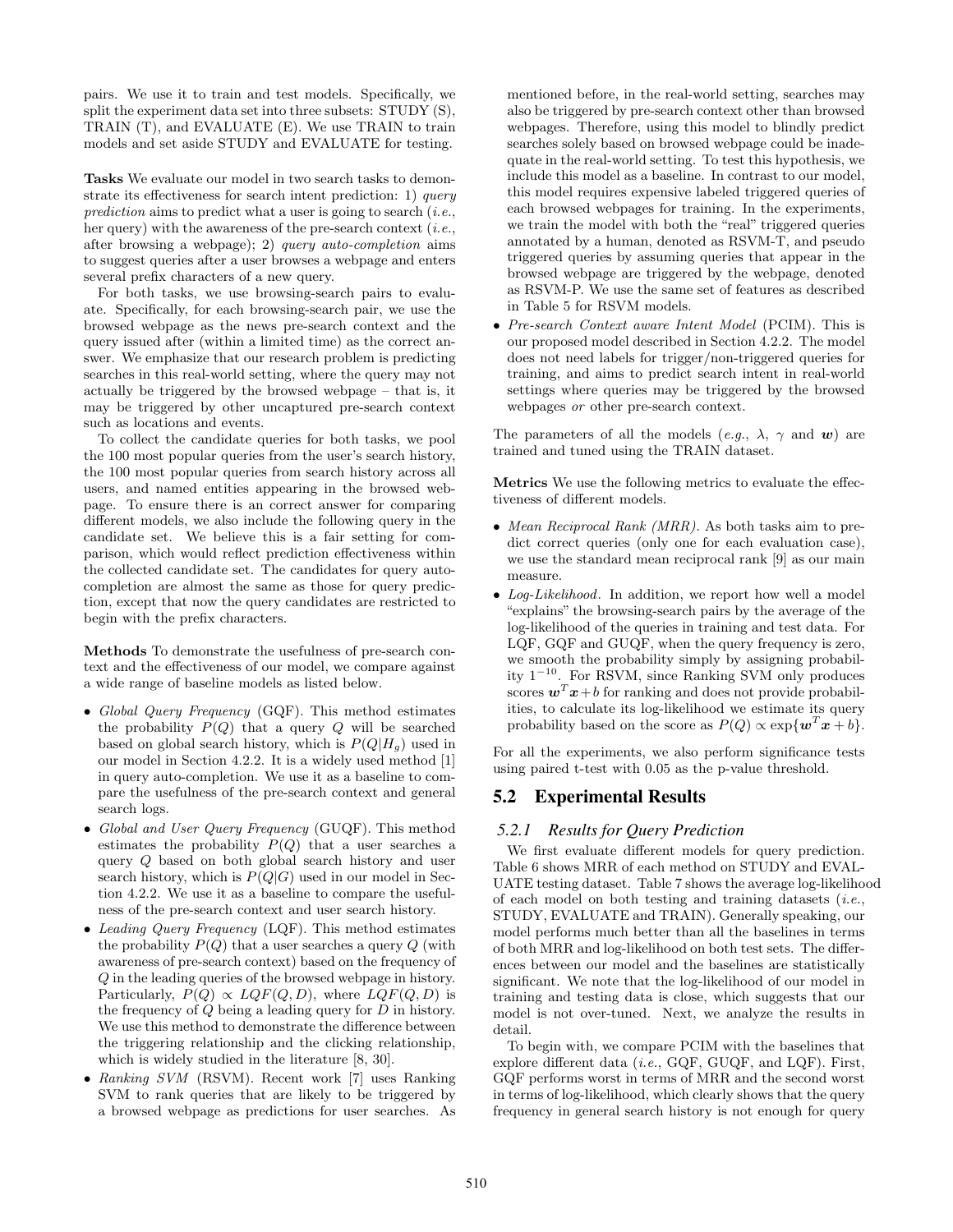pairs. We use it to train and test models. Specifically, we split the experiment data set into three subsets: STUDY (S), TRAIN (T), and EVALUATE (E). We use TRAIN to train models and set aside STUDY and EVALUATE for testing.

**Tasks** We evaluate our model in two search tasks to demonstrate its effectiveness for search intent prediction: 1) *query prediction* aims to predict what a user is going to search (*i.e.*, her query) with the awareness of the pre-search context (*i.e.*, after browsing a webpage); 2) *query auto-completion* aims to suggest queries after a user browses a webpage and enters several prefix characters of a new query.

For both tasks, we use browsing-search pairs to evaluate. Specifically, for each browsing-search pair, we use the browsed webpage as the news pre-search context and the query issued after (within a limited time) as the correct answer. We emphasize that our research problem is predicting searches in this real-world setting, where the query may not actually be triggered by the browsed webpage – that is, it may be triggered by other uncaptured pre-search context such as locations and events.

To collect the candidate queries for both tasks, we pool the 100 most popular queries from the user's search history, the 100 most popular queries from search history across all users, and named entities appearing in the browsed webpage. To ensure there is an correct answer for comparing different models, we also include the following query in the candidate set. We believe this is a fair setting for comparison, which would reflect prediction effectiveness within the collected candidate set. The candidates for query auto-completion are almost the same as those for query prediction, except that now the query candidates are restricted to begin with the prefix characters.

**Methods** To demonstrate the usefulness of pre-search context and the effectiveness of our model, we compare against a wide range of baseline models as listed below.

- *Global Query Frequency* (GQF). This method estimates the probability $P(Q)$ that a query $Q$ will be searched based on global search history, which is $P(Q|H_g)$ used in our model in Section 4.2.2. It is a widely used method [1] in query auto-completion. We use it as a baseline to compare the usefulness of the pre-search context and general search logs.
- *Global and User Query Frequency* (GUQF). This method estimates the probability $P(Q)$ that a user searches a query $Q$ based on both global search history and user search history, which is $P(Q|G)$ used in our model in Section 4.2.2. We use it as a baseline to compare the usefulness of the pre-search context and user search history.
- *Leading Query Frequency* (LQF). This method estimates the probability $P(Q)$ that a user searches a query $Q$ (with awareness of pre-search context) based on the frequency of $Q$ in the leading queries of the browsed webpage in history. Particularly, $P(Q) \propto LQF(Q, D)$, where $LQF(Q, D)$ is the frequency of $Q$ being a leading query for $D$ in history. We use this method to demonstrate the difference between the triggering relationship and the clicking relationship, which is widely studied in the literature [8, 30].
- *Ranking SVM* (RSVM). Recent work [7] uses Ranking SVM to rank queries that are likely to be triggered by a browsed webpage as predictions for user searches. As mentioned before, in the real-world setting, searches may also be triggered by pre-search context other than browsed webpages. Therefore, using this model to blindly predict searches solely based on browsed webpage could be inadequate in the real-world setting. To test this hypothesis, we include this model as a baseline. In contrast to our model, this model requires expensive labeled triggered queries of each browsed webpages for training. In the experiments, we train the model with both the "real" triggered queries annotated by a human, denoted as RSVM-T, and pseudo triggered queries by assuming queries that appear in the browsed webpage are triggered by the webpage, denoted as RSVM-P. We use the same set of features as described in Table 5 for RSVM models.
- *Pre-search Context aware Intent Model* (PCIM). This is our proposed model described in Section 4.2.2. The model does not need labels for trigger/non-triggered queries for training, and aims to predict search intent in real-world settings where queries may be triggered by the browsed webpages *or* other pre-search context.

The parameters of all the models (*e.g.*, $\lambda$, $\gamma$ and $\boldsymbol{w}$) are trained and tuned using the TRAIN dataset.

**Metrics** We use the following metrics to evaluate the effectiveness of different models.

- *Mean Reciprocal Rank (MRR)*. As both tasks aim to predict correct queries (only one for each evaluation case), we use the standard mean reciprocal rank [9] as our main measure.
- *Log-Likelihood*. In addition, we report how well a model "explains" the browsing-search pairs by the average of the log-likelihood of the queries in training and test data. For LQF, GQF and GUQF, when the query frequency is zero, we smooth the probability simply by assigning probability $1^{-10}$. For RSVM, since Ranking SVM only produces scores $\boldsymbol{w}^T\boldsymbol{x}+b$ for ranking and does not provide probabilities, to calculate its log-likelihood we estimate its query probability based on the score as $P(Q) \propto \exp\{\boldsymbol{w}^T\boldsymbol{x}+b\}$.

For all the experiments, we also perform significance tests using paired t-test with 0.05 as the p-value threshold.

## 5.2 Experimental Results

### 5.2.1 Results for Query Prediction

We first evaluate different models for query prediction. Table 6 shows MRR of each method on STUDY and EVALUATE testing dataset. Table 7 shows the average log-likelihood of each model on both testing and training datasets (*i.e.*, STUDY, EVALUATE and TRAIN). Generally speaking, our model performs much better than all the baselines in terms of both MRR and log-likelihood on both test sets. The differences between our model and the baselines are statistically significant. We note that the log-likelihood of our model in training and testing data is close, which suggests that our model is not over-tuned. Next, we analyze the results in detail.

To begin with, we compare PCIM with the baselines that explore different data (*i.e.*, GQF, GUQF, and LQF). First, GQF performs worst in terms of MRR and the second worst in terms of log-likelihood, which clearly shows that the query frequency in general search history is not enough for query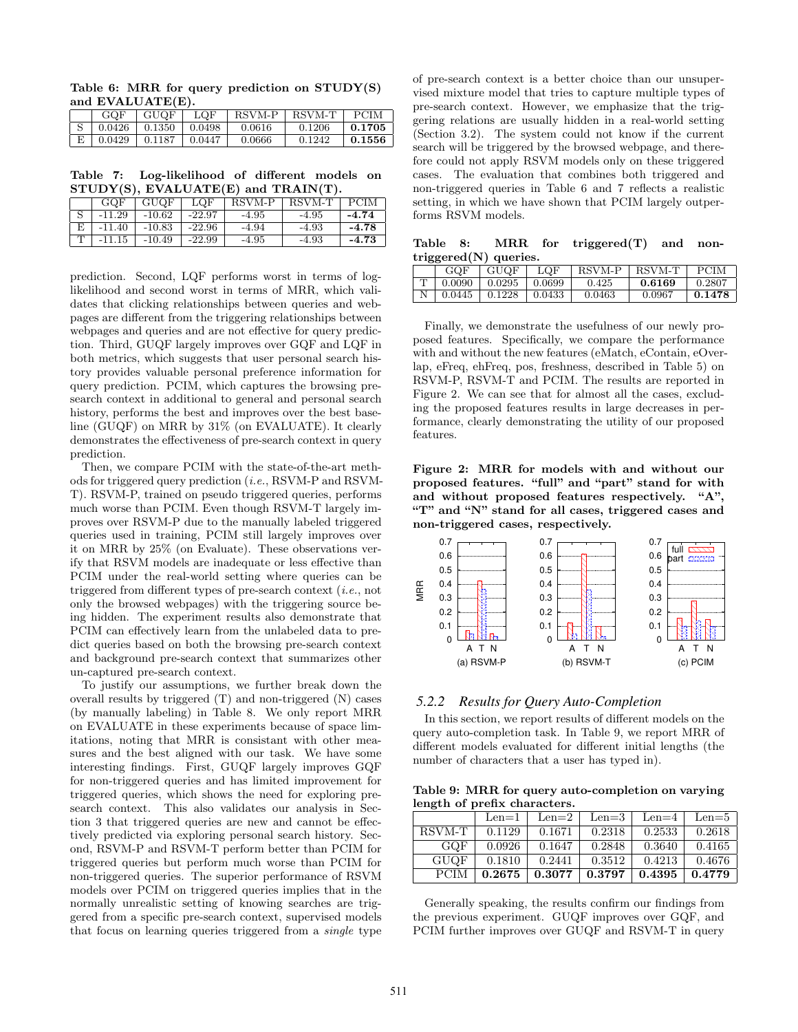**Table 6: MRR for query prediction on STUDY(S) and EVALUATE(E).**

| | GQF | GUQF | LQF | RSVM-P | RSVM-T | PCIM |
|---|---|---|---|---|---|---|
| S | 0.0426 | 0.1350 | 0.0498 | 0.0616 | 0.1206 | **0.1705** |
| E | 0.0429 | 0.1187 | 0.0447 | 0.0666 | 0.1242 | **0.1556** |

**Table 7: Log-likelihood of different models on STUDY(S), EVALUATE(E) and TRAIN(T).**

| | GQF | GUQF | LQF | RSVM-P | RSVM-T | PCIM |
|---|---|---|---|---|---|---|
| S | -11.29 | -10.62 | -22.97 | -4.95 | -4.95 | **-4.74** |
| E | -11.40 | -10.83 | -22.96 | -4.94 | -4.93 | **-4.78** |
| T | -11.15 | -10.49 | -22.99 | -4.95 | -4.93 | **-4.73** |

prediction. Second, LQF performs worst in terms of log-likelihood and second worst in terms of MRR, which validates that clicking relationships between queries and webpages are different from the triggering relationships between webpages and queries and are not effective for query prediction. Third, GUQF largely improves over GQF and LQF in both metrics, which suggests that user personal search history provides valuable personal preference information for query prediction. PCIM, which captures the browsing pre-search context in additional to general and personal search history, performs the best and improves over the best baseline (GUQF) on MRR by 31% (on EVALUATE). It clearly demonstrates the effectiveness of pre-search context in query prediction.

Then, we compare PCIM with the state-of-the-art methods for triggered query prediction (*i.e.*, RSVM-P and RSVM-T). RSVM-P, trained on pseudo triggered queries, performs much worse than PCIM. Even though RSVM-T largely improves over RSVM-P due to the manually labeled triggered queries used in training, PCIM still largely improves over it on MRR by 25% (on Evaluate). These observations verify that RSVM models are inadequate or less effective than PCIM under the real-world setting where queries can be triggered from different types of pre-search context (*i.e.*, not only the browsed webpages) with the triggering source being hidden. The experiment results also demonstrate that PCIM can effectively learn from the unlabeled data to predict queries based on both the browsing pre-search context and background pre-search context that summarizes other un-captured pre-search context.

To justify our assumptions, we further break down the overall results by triggered (T) and non-triggered (N) cases (by manually labeling) in Table 8. We only report MRR on EVALUATE in these experiments because of space limitations, noting that MRR is consistant with other measures and the best aligned with our task. We have some interesting findings. First, GUQF largely improves GQF for non-triggered queries and has limited improvement for triggered queries, which shows the need for exploring pre-search context. This also validates our analysis in Section 3 that triggered queries are new and cannot be effectively predicted via exploring personal search history. Second, RSVM-P and RSVM-T perform better than PCIM for triggered queries but perform much worse than PCIM for non-triggered queries. The superior performance of RSVM models over PCIM on triggered queries implies that in the normally unrealistic setting of knowing searches are triggered from a specific pre-search context, supervised models that focus on learning queries triggered from a *single* type of pre-search context is a better choice than our unsupervised mixture model that tries to capture multiple types of pre-search context. However, we emphasize that the triggering relations are usually hidden in a real-world setting (Section 3.2). The system could not know if the current search will be triggered by the browsed webpage, and therefore could not apply RSVM models only on these triggered cases. The evaluation that combines both triggered and non-triggered queries in Table 6 and 7 reflects a realistic setting, in which we have shown that PCIM largely outperforms RSVM models.

**Table 8: MRR for triggered(T) and non-triggered(N) queries.**

| | GQF | GUQF | LQF | RSVM-P | RSVM-T | PCIM |
|---|---|---|---|---|---|---|
| T | 0.0090 | 0.0295 | 0.0699 | 0.425 | **0.6169** | 0.2807 |
| N | 0.0445 | 0.1228 | 0.0433 | 0.0463 | 0.0967 | **0.1478** |

Finally, we demonstrate the usefulness of our newly proposed features. Specifically, we compare the performance with and without the new features (eMatch, eContain, eOverlap, eFreq, ehFreq, pos, freshness, described in Table 5) on RSVM-P, RSVM-T and PCIM. The results are reported in Figure 2. We can see that for almost all the cases, excluding the proposed features results in large decreases in performance, clearly demonstrating the utility of our proposed features.

**Figure 2: MRR for models with and without our proposed features. "full" and "part" stand for with and without proposed features respectively. "A", "T" and "N" stand for all cases, triggered cases and non-triggered cases, respectively.**

### 5.2.2 *Results for Query Auto-Completion*

In this section, we report results of different models on the query auto-completion task. In Table 9, we report MRR of different models evaluated for different initial lengths (the number of characters that a user has typed in).

**Table 9: MRR for query auto-completion on varying length of prefix characters.**

| | Len=1 | Len=2 | Len=3 | Len=4 | Len=5 |
|---|---|---|---|---|---|
| RSVM-T | 0.1129 | 0.1671 | 0.2318 | 0.2533 | 0.2618 |
| GQF | 0.0926 | 0.1647 | 0.2848 | 0.3640 | 0.4165 |
| GUQF | 0.1810 | 0.2441 | 0.3512 | 0.4213 | 0.4676 |
| PCIM | **0.2675** | **0.3077** | **0.3797** | **0.4395** | **0.4779** |

Generally speaking, the results confirm our findings from the previous experiment. GUQF improves over GQF, and PCIM further improves over GUQF and RSVM-T in query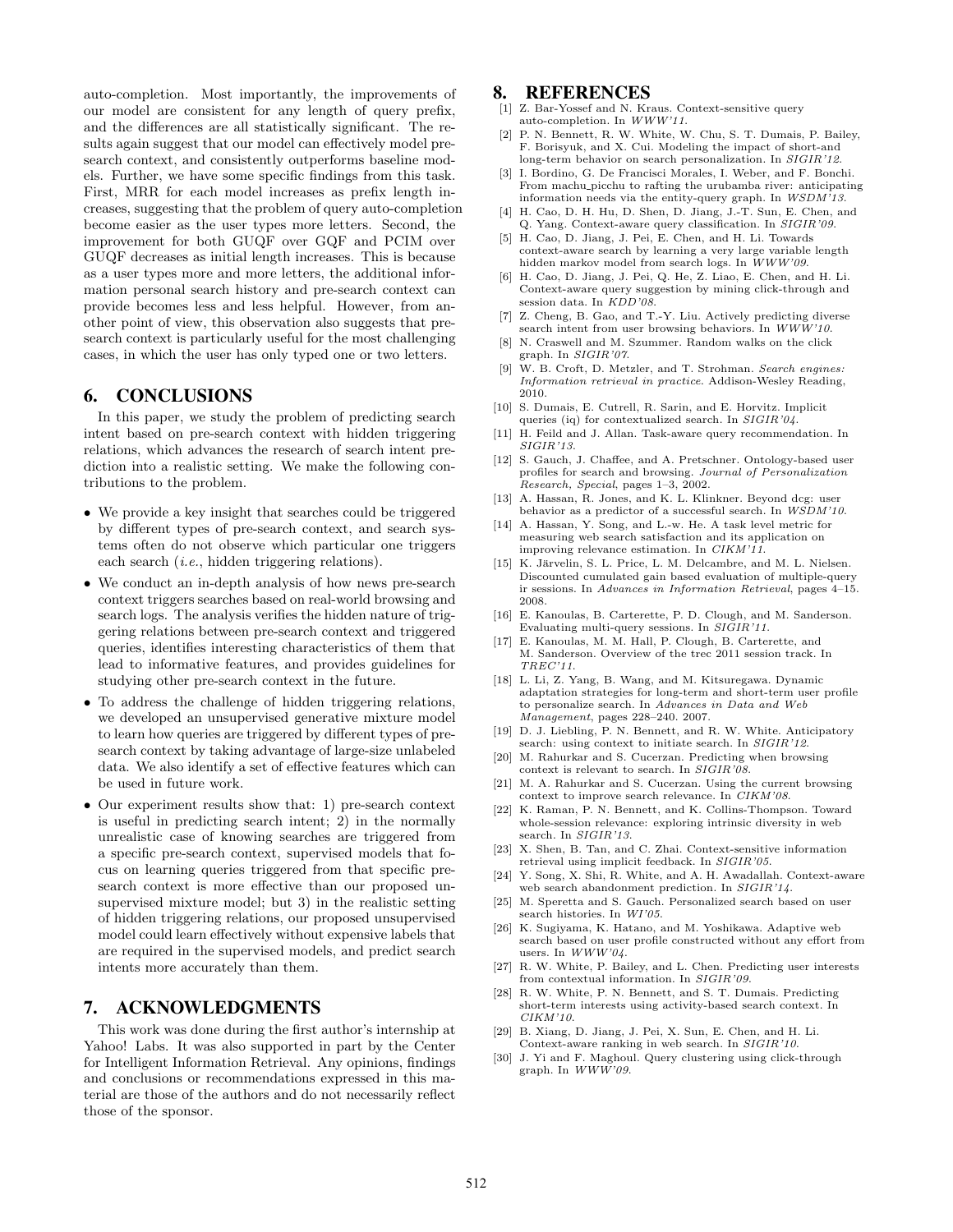auto-completion. Most importantly, the improvements of our model are consistent for any length of query prefix, and the differences are all statistically significant. The results again suggest that our model can effectively model pre-search context, and consistently outperforms baseline models. Further, we have some specific findings from this task. First, MRR for each model increases as prefix length increases, suggesting that the problem of query auto-completion become easier as the user types more letters. Second, the improvement for both GUQF over GQF and PCIM over GUQF decreases as initial length increases. This is because as a user types more and more letters, the additional information personal search history and pre-search context can provide becomes less and less helpful. However, from another point of view, this observation also suggests that pre-search context is particularly useful for the most challenging cases, in which the user has only typed one or two letters.

## 6. CONCLUSIONS

In this paper, we study the problem of predicting search intent based on pre-search context with hidden triggering relations, which advances the research of search intent prediction into a realistic setting. We make the following contributions to the problem.

- We provide a key insight that searches could be triggered by different types of pre-search context, and search systems often do not observe which particular one triggers each search (*i.e.*, hidden triggering relations).
- We conduct an in-depth analysis of how news pre-search context triggers searches based on real-world browsing and search logs. The analysis verifies the hidden nature of triggering relations between pre-search context and triggered queries, identifies interesting characteristics of them that lead to informative features, and provides guidelines for studying other pre-search context in the future.
- To address the challenge of hidden triggering relations, we developed an unsupervised generative mixture model to learn how queries are triggered by different types of pre-search context by taking advantage of large-size unlabeled data. We also identify a set of effective features which can be used in future work.
- Our experiment results show that: 1) pre-search context is useful in predicting search intent; 2) in the normally unrealistic case of knowing searches are triggered from a specific pre-search context, supervised models that focus on learning queries triggered from that specific pre-search context is more effective than our proposed unsupervised mixture model; but 3) in the realistic setting of hidden triggering relations, our proposed unsupervised model could learn effectively without expensive labels that are required in the supervised models, and predict search intents more accurately than them.

## 7. ACKNOWLEDGMENTS

This work was done during the first author's internship at Yahoo! Labs. It was also supported in part by the Center for Intelligent Information Retrieval. Any opinions, findings and conclusions or recommendations expressed in this material are those of the authors and do not necessarily reflect those of the sponsor.

## 8. REFERENCES

[1] Z. Bar-Yossef and N. Kraus. Context-sensitive query auto-completion. In *WWW'11*.

[2] P. N. Bennett, R. W. White, W. Chu, S. T. Dumais, P. Bailey, F. Borisyuk, and X. Cui. Modeling the impact of short-and long-term behavior on search personalization. In *SIGIR'12*.

[3] I. Bordino, G. De Francisci Morales, I. Weber, and F. Bonchi. From machu_picchu to rafting the urubamba river: anticipating information needs via the entity-query graph. In *WSDM'13*.

[4] H. Cao, D. H. Hu, D. Shen, D. Jiang, J.-T. Sun, E. Chen, and Q. Yang. Context-aware query classification. In *SIGIR'09*.

[5] H. Cao, D. Jiang, J. Pei, E. Chen, and H. Li. Towards context-aware search by learning a very large variable length hidden markov model from search logs. In *WWW'09*.

[6] H. Cao, D. Jiang, J. Pei, Q. He, Z. Liao, E. Chen, and H. Li. Context-aware query suggestion by mining click-through and session data. In *KDD'08*.

[7] Z. Cheng, B. Gao, and T.-Y. Liu. Actively predicting diverse search intent from user browsing behaviors. In *WWW'10*.

[8] N. Craswell and M. Szummer. Random walks on the click graph. In *SIGIR'07*.

[9] W. B. Croft, D. Metzler, and T. Strohman. *Search engines: Information retrieval in practice*. Addison-Wesley Reading, 2010.

[10] S. Dumais, E. Cutrell, R. Sarin, and E. Horvitz. Implicit queries (iq) for contextualized search. In *SIGIR'04*.

[11] H. Feild and J. Allan. Task-aware query recommendation. In *SIGIR'13*.

[12] S. Gauch, J. Chaffee, and A. Pretschner. Ontology-based user profiles for search and browsing. *Journal of Personalization Research, Special*, pages 1–3, 2002.

[13] A. Hassan, R. Jones, and K. L. Klinkner. Beyond dcg: user behavior as a predictor of a successful search. In *WSDM'10*.

[14] A. Hassan, Y. Song, and L.-w. He. A task level metric for measuring web search satisfaction and its application on improving relevance estimation. In *CIKM'11*.

[15] K. Järvelin, S. L. Price, L. M. Delcambre, and M. L. Nielsen. Discounted cumulated gain based evaluation of multiple-query ir sessions. In *Advances in Information Retrieval*, pages 4–15. 2008.

[16] E. Kanoulas, B. Carterette, P. D. Clough, and M. Sanderson. Evaluating multi-query sessions. In *SIGIR'11*.

[17] E. Kanoulas, M. M. Hall, P. Clough, B. Carterette, and M. Sanderson. Overview of the trec 2011 session track. In *TREC'11*.

[18] L. Li, Z. Yang, B. Wang, and M. Kitsuregawa. Dynamic adaptation strategies for long-term and short-term user profile to personalize search. In *Advances in Data and Web Management*, pages 228–240. 2007.

[19] D. J. Liebling, P. N. Bennett, and R. W. White. Anticipatory search: using context to initiate search. In *SIGIR'12*.

[20] M. Rahurkar and S. Cucerzan. Predicting when browsing context is relevant to search. In *SIGIR'08*.

[21] M. A. Rahurkar and S. Cucerzan. Using the current browsing context to improve search relevance. In *CIKM'08*.

[22] K. Raman, P. N. Bennett, and K. Collins-Thompson. Toward whole-session relevance: exploring intrinsic diversity in web search. In *SIGIR'13*.

[23] X. Shen, B. Tan, and C. Zhai. Context-sensitive information retrieval using implicit feedback. In *SIGIR'05*.

[24] Y. Song, X. Shi, R. White, and A. H. Awadallah. Context-aware web search abandonment prediction. In *SIGIR'14*.

[25] M. Speretta and S. Gauch. Personalized search based on user search histories. In *WI'05*.

[26] K. Sugiyama, K. Hatano, and M. Yoshikawa. Adaptive web search based on user profile constructed without any effort from users. In *WWW'04*.

[27] R. W. White, P. Bailey, and L. Chen. Predicting user interests from contextual information. In *SIGIR'09*.

[28] R. W. White, P. N. Bennett, and S. T. Dumais. Predicting short-term interests using activity-based search context. In *CIKM'10*.

[29] B. Xiang, D. Jiang, J. Pei, X. Sun, E. Chen, and H. Li. Context-aware ranking in web search. In *SIGIR'10*.

[30] J. Yi and F. Maghoul. Query clustering using click-through graph. In *WWW'09*.